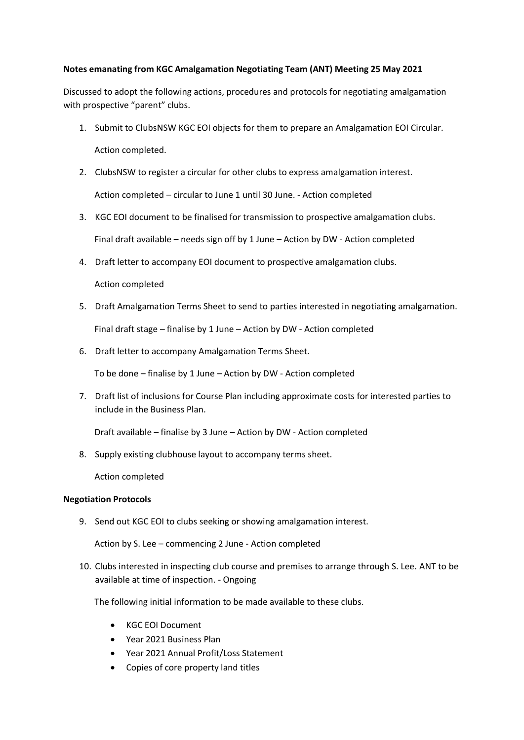**Notes emanating from KGC Amalgamation Negotiating Team (ANT) Meeting 25 May 2021**

Discussed to adopt the following actions, procedures and protocols for negotiating amalgamation with prospective "parent" clubs.

1. Submit to ClubsNSW KGC EOI objects for them to prepare an Amalgamation EOI Circular.

   Action completed.

2. ClubsNSW to register a circular for other clubs to express amalgamation interest.

   Action completed – circular to June 1 until 30 June. - Action completed

3. KGC EOI document to be finalised for transmission to prospective amalgamation clubs.

   Final draft available – needs sign off by 1 June – Action by DW - Action completed

4. Draft letter to accompany EOI document to prospective amalgamation clubs.

   Action completed

5. Draft Amalgamation Terms Sheet to send to parties interested in negotiating amalgamation.

   Final draft stage – finalise by 1 June – Action by DW - Action completed

6. Draft letter to accompany Amalgamation Terms Sheet.

   To be done – finalise by 1 June – Action by DW - Action completed

7. Draft list of inclusions for Course Plan including approximate costs for interested parties to include in the Business Plan.

   Draft available – finalise by 3 June – Action by DW - Action completed

8. Supply existing clubhouse layout to accompany terms sheet.

   Action completed

**Negotiation Protocols**

9. Send out KGC EOI to clubs seeking or showing amalgamation interest.

   Action by S. Lee – commencing 2 June - Action completed

10. Clubs interested in inspecting club course and premises to arrange through S. Lee. ANT to be available at time of inspection. - Ongoing

    The following initial information to be made available to these clubs.

    - KGC EOI Document
    - Year 2021 Business Plan
    - Year 2021 Annual Profit/Loss Statement
    - Copies of core property land titles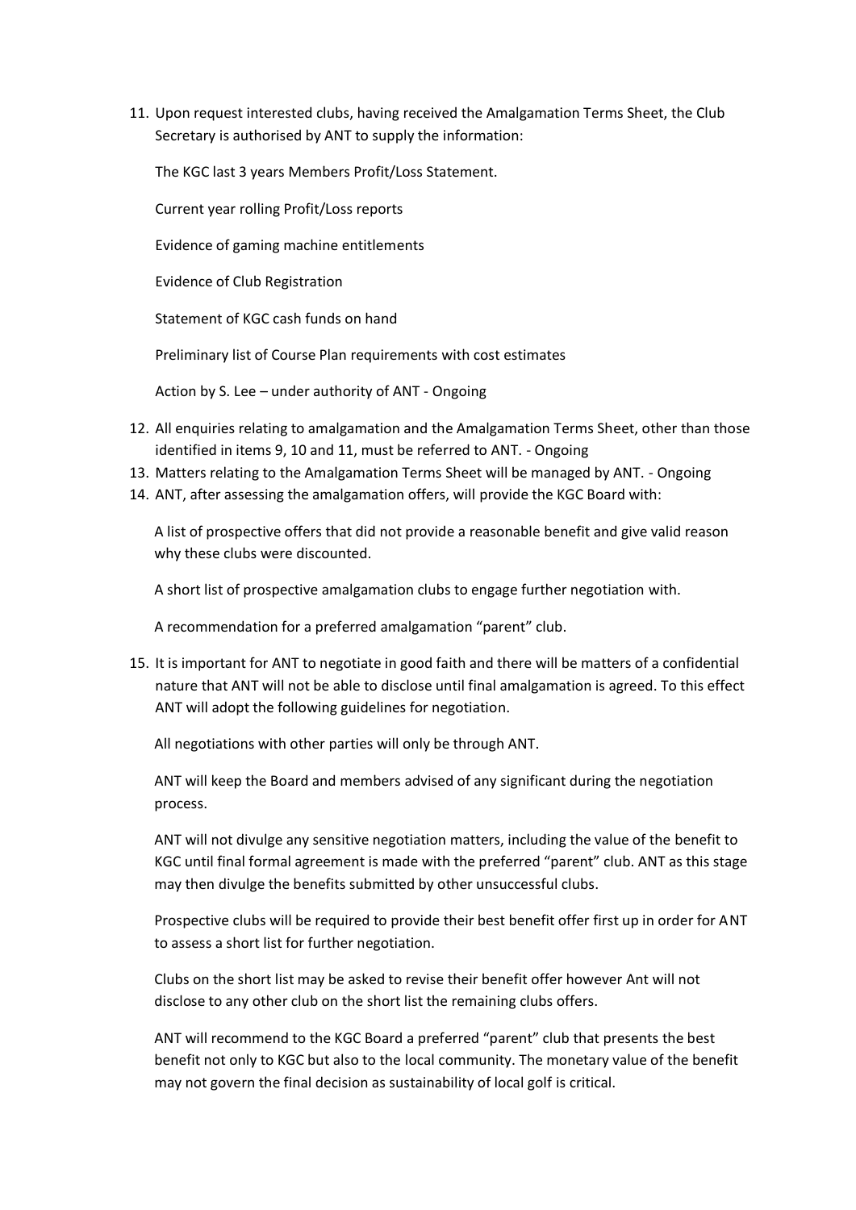11. Upon request interested clubs, having received the Amalgamation Terms Sheet, the Club Secretary is authorised by ANT to supply the information:

    The KGC last 3 years Members Profit/Loss Statement.

    Current year rolling Profit/Loss reports

    Evidence of gaming machine entitlements

    Evidence of Club Registration

    Statement of KGC cash funds on hand

    Preliminary list of Course Plan requirements with cost estimates

    Action by S. Lee – under authority of ANT - Ongoing

12. All enquiries relating to amalgamation and the Amalgamation Terms Sheet, other than those identified in items 9, 10 and 11, must be referred to ANT. - Ongoing
13. Matters relating to the Amalgamation Terms Sheet will be managed by ANT. - Ongoing
14. ANT, after assessing the amalgamation offers, will provide the KGC Board with:

    A list of prospective offers that did not provide a reasonable benefit and give valid reason why these clubs were discounted.

    A short list of prospective amalgamation clubs to engage further negotiation with.

    A recommendation for a preferred amalgamation "parent" club.

15. It is important for ANT to negotiate in good faith and there will be matters of a confidential nature that ANT will not be able to disclose until final amalgamation is agreed. To this effect ANT will adopt the following guidelines for negotiation.

    All negotiations with other parties will only be through ANT.

    ANT will keep the Board and members advised of any significant during the negotiation process.

    ANT will not divulge any sensitive negotiation matters, including the value of the benefit to KGC until final formal agreement is made with the preferred "parent" club. ANT as this stage may then divulge the benefits submitted by other unsuccessful clubs.

    Prospective clubs will be required to provide their best benefit offer first up in order for ANT to assess a short list for further negotiation.

    Clubs on the short list may be asked to revise their benefit offer however Ant will not disclose to any other club on the short list the remaining clubs offers.

    ANT will recommend to the KGC Board a preferred "parent" club that presents the best benefit not only to KGC but also to the local community. The monetary value of the benefit may not govern the final decision as sustainability of local golf is critical.